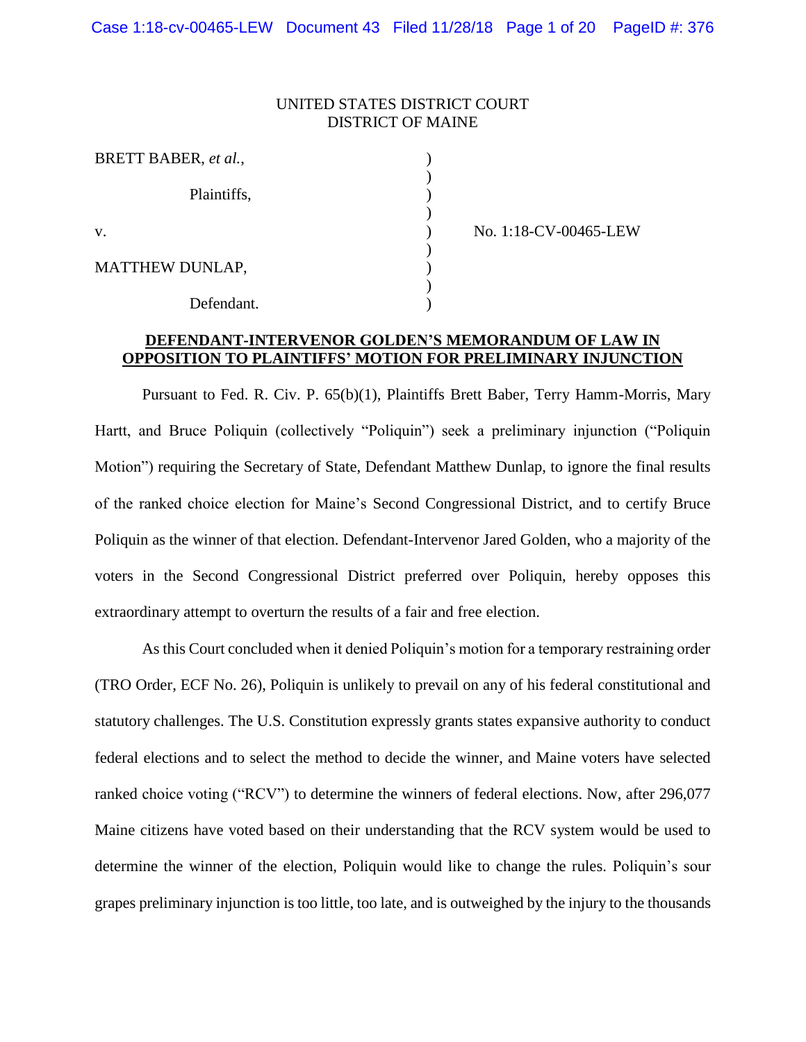UNITED STATES DISTRICT COURT
DISTRICT OF MAINE

| | | |
|---|---|---|
| BRETT BABER, *et al.*, | ) | |
| Plaintiffs, | ) | |
| v. | ) | No. 1:18-CV-00465-LEW |
| MATTHEW DUNLAP, | ) | |
| Defendant. | ) | |

**DEFENDANT-INTERVENOR GOLDEN'S MEMORANDUM OF LAW IN OPPOSITION TO PLAINTIFFS' MOTION FOR PRELIMINARY INJUNCTION**

Pursuant to Fed. R. Civ. P. 65(b)(1), Plaintiffs Brett Baber, Terry Hamm-Morris, Mary Hartt, and Bruce Poliquin (collectively "Poliquin") seek a preliminary injunction ("Poliquin Motion") requiring the Secretary of State, Defendant Matthew Dunlap, to ignore the final results of the ranked choice election for Maine's Second Congressional District, and to certify Bruce Poliquin as the winner of that election. Defendant-Intervenor Jared Golden, who a majority of the voters in the Second Congressional District preferred over Poliquin, hereby opposes this extraordinary attempt to overturn the results of a fair and free election.

As this Court concluded when it denied Poliquin's motion for a temporary restraining order (TRO Order, ECF No. 26), Poliquin is unlikely to prevail on any of his federal constitutional and statutory challenges. The U.S. Constitution expressly grants states expansive authority to conduct federal elections and to select the method to decide the winner, and Maine voters have selected ranked choice voting ("RCV") to determine the winners of federal elections. Now, after 296,077 Maine citizens have voted based on their understanding that the RCV system would be used to determine the winner of the election, Poliquin would like to change the rules. Poliquin's sour grapes preliminary injunction is too little, too late, and is outweighed by the injury to the thousands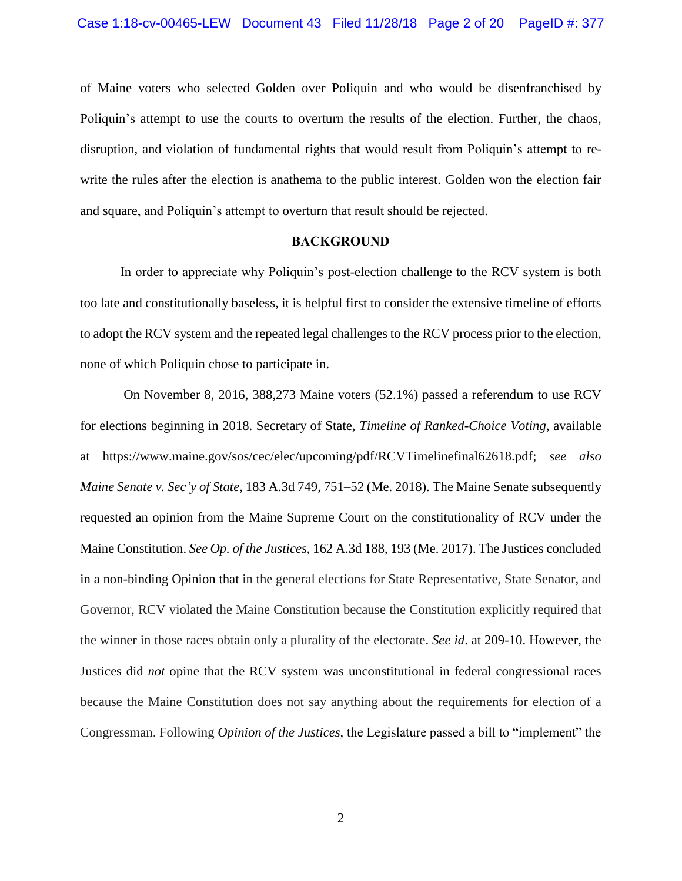of Maine voters who selected Golden over Poliquin and who would be disenfranchised by Poliquin's attempt to use the courts to overturn the results of the election. Further, the chaos, disruption, and violation of fundamental rights that would result from Poliquin's attempt to re-write the rules after the election is anathema to the public interest. Golden won the election fair and square, and Poliquin's attempt to overturn that result should be rejected.

**BACKGROUND**

In order to appreciate why Poliquin's post-election challenge to the RCV system is both too late and constitutionally baseless, it is helpful first to consider the extensive timeline of efforts to adopt the RCV system and the repeated legal challenges to the RCV process prior to the election, none of which Poliquin chose to participate in.

On November 8, 2016, 388,273 Maine voters (52.1%) passed a referendum to use RCV for elections beginning in 2018. Secretary of State, *Timeline of Ranked-Choice Voting*, available at https://www.maine.gov/sos/cec/elec/upcoming/pdf/RCVTimelinefinal62618.pdf; *see also Maine Senate v. Sec'y of State*, 183 A.3d 749, 751–52 (Me. 2018). The Maine Senate subsequently requested an opinion from the Maine Supreme Court on the constitutionality of RCV under the Maine Constitution. *See Op. of the Justices*, 162 A.3d 188, 193 (Me. 2017). The Justices concluded in a non-binding Opinion that in the general elections for State Representative, State Senator, and Governor, RCV violated the Maine Constitution because the Constitution explicitly required that the winner in those races obtain only a plurality of the electorate. *See id*. at 209-10. However, the Justices did *not* opine that the RCV system was unconstitutional in federal congressional races because the Maine Constitution does not say anything about the requirements for election of a Congressman. Following *Opinion of the Justices*, the Legislature passed a bill to "implement" the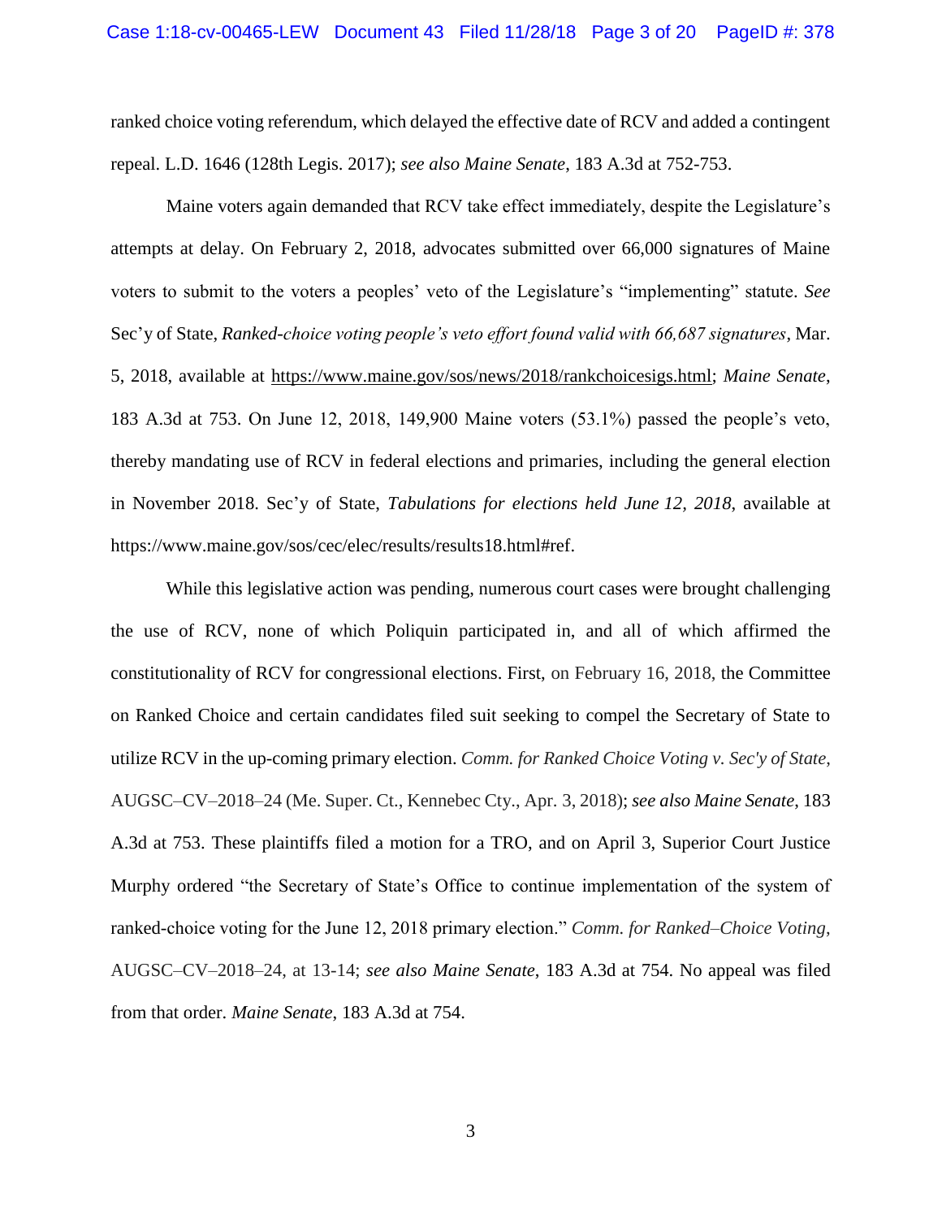ranked choice voting referendum, which delayed the effective date of RCV and added a contingent repeal. L.D. 1646 (128th Legis. 2017); *see also Maine Senate*, 183 A.3d at 752-753.

Maine voters again demanded that RCV take effect immediately, despite the Legislature's attempts at delay. On February 2, 2018, advocates submitted over 66,000 signatures of Maine voters to submit to the voters a peoples' veto of the Legislature's "implementing" statute. *See* Sec'y of State, *Ranked-choice voting people's veto effort found valid with 66,687 signatures*, Mar. 5, 2018, available at https://www.maine.gov/sos/news/2018/rankchoicesigs.html; *Maine Senate*, 183 A.3d at 753. On June 12, 2018, 149,900 Maine voters (53.1%) passed the people's veto, thereby mandating use of RCV in federal elections and primaries, including the general election in November 2018. Sec'y of State, *Tabulations for elections held June 12, 2018*, available at https://www.maine.gov/sos/cec/elec/results/results18.html#ref.

While this legislative action was pending, numerous court cases were brought challenging the use of RCV, none of which Poliquin participated in, and all of which affirmed the constitutionality of RCV for congressional elections. First, on February 16, 2018, the Committee on Ranked Choice and certain candidates filed suit seeking to compel the Secretary of State to utilize RCV in the up-coming primary election. *Comm. for Ranked Choice Voting v. Sec'y of State*, AUGSC–CV–2018–24 (Me. Super. Ct., Kennebec Cty., Apr. 3, 2018); *see also Maine Senate*, 183 A.3d at 753. These plaintiffs filed a motion for a TRO, and on April 3, Superior Court Justice Murphy ordered "the Secretary of State's Office to continue implementation of the system of ranked-choice voting for the June 12, 2018 primary election." *Comm. for Ranked–Choice Voting*, AUGSC–CV–2018–24, at 13-14; *see also Maine Senate*, 183 A.3d at 754. No appeal was filed from that order. *Maine Senate*, 183 A.3d at 754.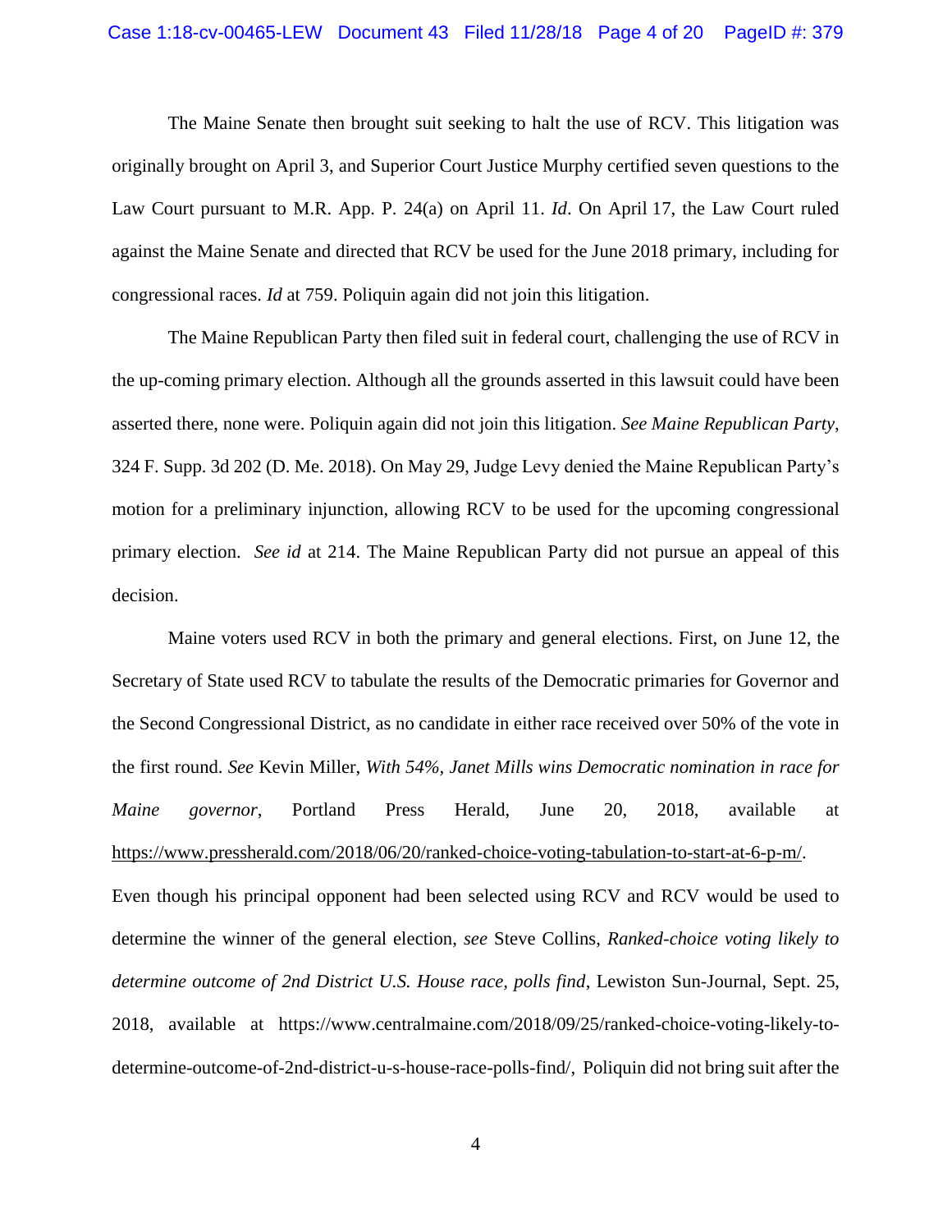The Maine Senate then brought suit seeking to halt the use of RCV. This litigation was originally brought on April 3, and Superior Court Justice Murphy certified seven questions to the Law Court pursuant to M.R. App. P. 24(a) on April 11. *Id*. On April 17, the Law Court ruled against the Maine Senate and directed that RCV be used for the June 2018 primary, including for congressional races. *Id* at 759. Poliquin again did not join this litigation.

The Maine Republican Party then filed suit in federal court, challenging the use of RCV in the up-coming primary election. Although all the grounds asserted in this lawsuit could have been asserted there, none were. Poliquin again did not join this litigation. *See Maine Republican Party*, 324 F. Supp. 3d 202 (D. Me. 2018). On May 29, Judge Levy denied the Maine Republican Party's motion for a preliminary injunction, allowing RCV to be used for the upcoming congressional primary election. *See id* at 214. The Maine Republican Party did not pursue an appeal of this decision.

Maine voters used RCV in both the primary and general elections. First, on June 12, the Secretary of State used RCV to tabulate the results of the Democratic primaries for Governor and the Second Congressional District, as no candidate in either race received over 50% of the vote in the first round. *See* Kevin Miller, *With 54%, Janet Mills wins Democratic nomination in race for Maine governor*, Portland Press Herald, June 20, 2018, available at https://www.pressherald.com/2018/06/20/ranked-choice-voting-tabulation-to-start-at-6-p-m/. Even though his principal opponent had been selected using RCV and RCV would be used to determine the winner of the general election, *see* Steve Collins, *Ranked-choice voting likely to determine outcome of 2nd District U.S. House race, polls find*, Lewiston Sun-Journal, Sept. 25, 2018, available at https://www.centralmaine.com/2018/09/25/ranked-choice-voting-likely-to-determine-outcome-of-2nd-district-u-s-house-race-polls-find/, Poliquin did not bring suit after the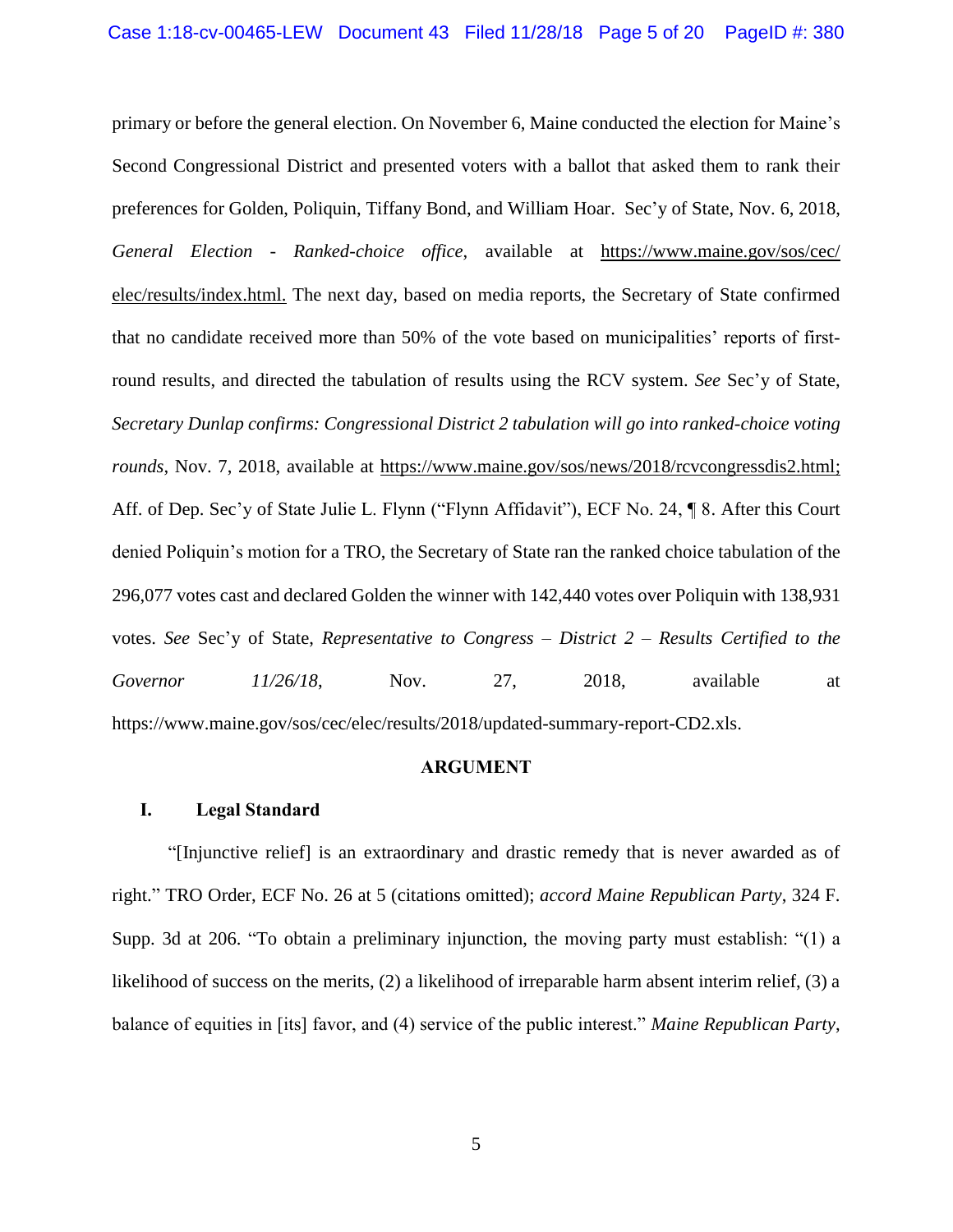primary or before the general election. On November 6, Maine conducted the election for Maine's Second Congressional District and presented voters with a ballot that asked them to rank their preferences for Golden, Poliquin, Tiffany Bond, and William Hoar. Sec'y of State, Nov. 6, 2018, *General Election - Ranked-choice office*, available at https://www.maine.gov/sos/cec/elec/results/index.html. The next day, based on media reports, the Secretary of State confirmed that no candidate received more than 50% of the vote based on municipalities' reports of first-round results, and directed the tabulation of results using the RCV system. *See* Sec'y of State, *Secretary Dunlap confirms: Congressional District 2 tabulation will go into ranked-choice voting rounds*, Nov. 7, 2018, available at https://www.maine.gov/sos/news/2018/rcvcongressdis2.html; Aff. of Dep. Sec'y of State Julie L. Flynn ("Flynn Affidavit"), ECF No. 24, ¶ 8. After this Court denied Poliquin's motion for a TRO, the Secretary of State ran the ranked choice tabulation of the 296,077 votes cast and declared Golden the winner with 142,440 votes over Poliquin with 138,931 votes. *See* Sec'y of State, *Representative to Congress – District 2 – Results Certified to the Governor 11/26/18*, Nov. 27, 2018, available at https://www.maine.gov/sos/cec/elec/results/2018/updated-summary-report-CD2.xls.

## ARGUMENT

### I. Legal Standard

"[Injunctive relief] is an extraordinary and drastic remedy that is never awarded as of right." TRO Order, ECF No. 26 at 5 (citations omitted); *accord Maine Republican Party*, 324 F. Supp. 3d at 206. "To obtain a preliminary injunction, the moving party must establish: "(1) a likelihood of success on the merits, (2) a likelihood of irreparable harm absent interim relief, (3) a balance of equities in [its] favor, and (4) service of the public interest." *Maine Republican Party*,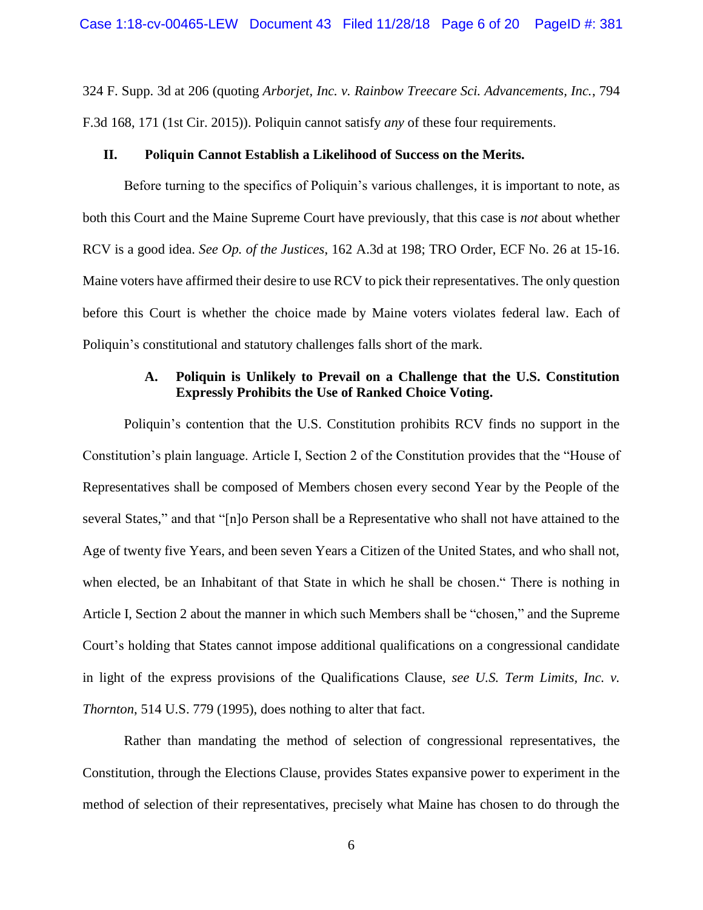324 F. Supp. 3d at 206 (quoting *Arborjet, Inc. v. Rainbow Treecare Sci. Advancements, Inc.*, 794 F.3d 168, 171 (1st Cir. 2015)). Poliquin cannot satisfy *any* of these four requirements.

## II. Poliquin Cannot Establish a Likelihood of Success on the Merits.

Before turning to the specifics of Poliquin's various challenges, it is important to note, as both this Court and the Maine Supreme Court have previously, that this case is *not* about whether RCV is a good idea. *See Op. of the Justices*, 162 A.3d at 198; TRO Order, ECF No. 26 at 15-16. Maine voters have affirmed their desire to use RCV to pick their representatives. The only question before this Court is whether the choice made by Maine voters violates federal law. Each of Poliquin's constitutional and statutory challenges falls short of the mark.

### A. Poliquin is Unlikely to Prevail on a Challenge that the U.S. Constitution Expressly Prohibits the Use of Ranked Choice Voting.

Poliquin's contention that the U.S. Constitution prohibits RCV finds no support in the Constitution's plain language. Article I, Section 2 of the Constitution provides that the "House of Representatives shall be composed of Members chosen every second Year by the People of the several States," and that "[n]o Person shall be a Representative who shall not have attained to the Age of twenty five Years, and been seven Years a Citizen of the United States, and who shall not, when elected, be an Inhabitant of that State in which he shall be chosen." There is nothing in Article I, Section 2 about the manner in which such Members shall be "chosen," and the Supreme Court's holding that States cannot impose additional qualifications on a congressional candidate in light of the express provisions of the Qualifications Clause, *see U.S. Term Limits, Inc. v. Thornton*, 514 U.S. 779 (1995), does nothing to alter that fact.

Rather than mandating the method of selection of congressional representatives, the Constitution, through the Elections Clause, provides States expansive power to experiment in the method of selection of their representatives, precisely what Maine has chosen to do through the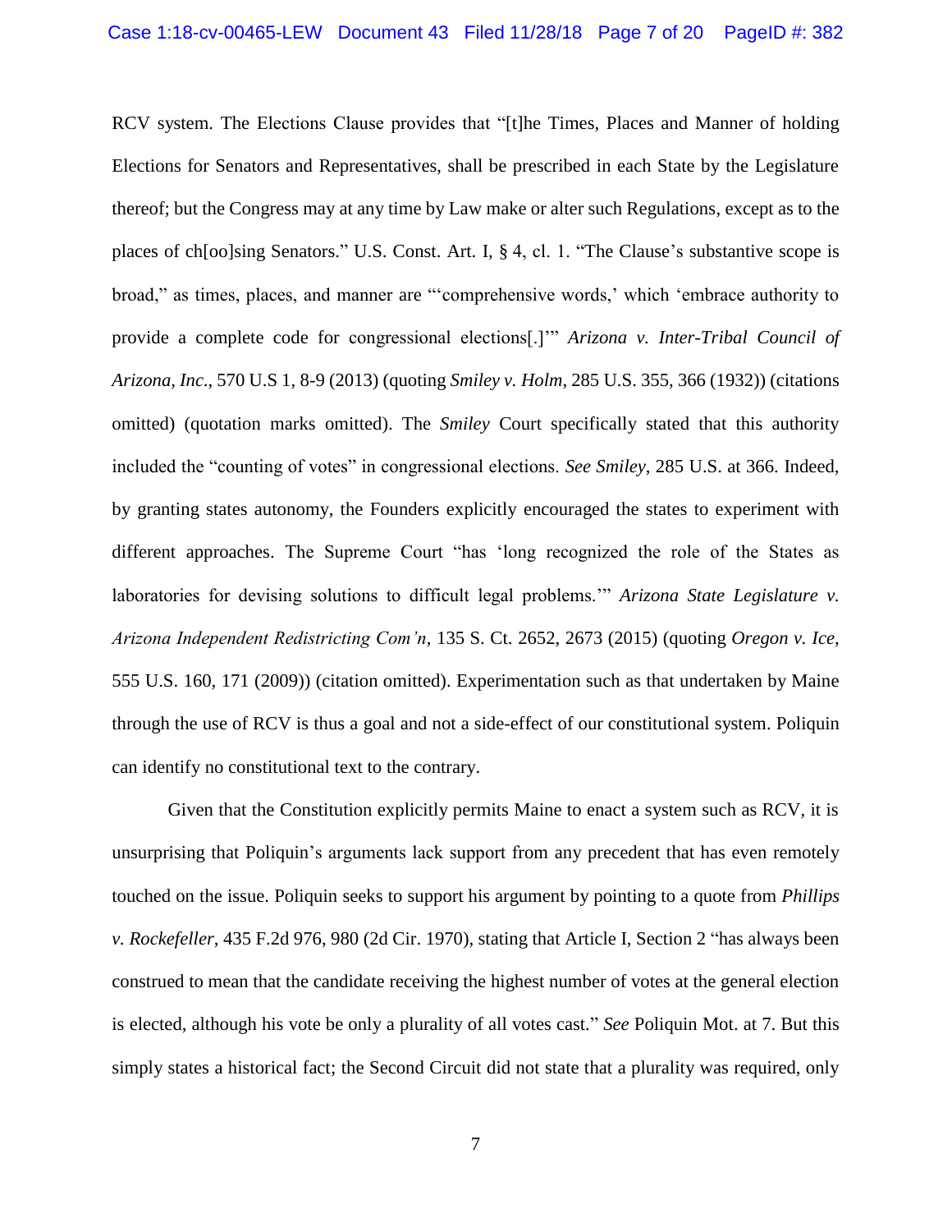RCV system. The Elections Clause provides that "[t]he Times, Places and Manner of holding Elections for Senators and Representatives, shall be prescribed in each State by the Legislature thereof; but the Congress may at any time by Law make or alter such Regulations, except as to the places of ch[oo]sing Senators." U.S. Const. Art. I, § 4, cl. 1. "The Clause's substantive scope is broad," as times, places, and manner are "'comprehensive words,' which 'embrace authority to provide a complete code for congressional elections[.]'" *Arizona v. Inter-Tribal Council of Arizona, Inc.*, 570 U.S 1, 8-9 (2013) (quoting *Smiley v. Holm*, 285 U.S. 355, 366 (1932)) (citations omitted) (quotation marks omitted). The *Smiley* Court specifically stated that this authority included the "counting of votes" in congressional elections. *See Smiley*, 285 U.S. at 366. Indeed, by granting states autonomy, the Founders explicitly encouraged the states to experiment with different approaches. The Supreme Court "has 'long recognized the role of the States as laboratories for devising solutions to difficult legal problems.'" *Arizona State Legislature v. Arizona Independent Redistricting Com'n*, 135 S. Ct. 2652, 2673 (2015) (quoting *Oregon v. Ice*, 555 U.S. 160, 171 (2009)) (citation omitted). Experimentation such as that undertaken by Maine through the use of RCV is thus a goal and not a side-effect of our constitutional system. Poliquin can identify no constitutional text to the contrary.

Given that the Constitution explicitly permits Maine to enact a system such as RCV, it is unsurprising that Poliquin's arguments lack support from any precedent that has even remotely touched on the issue. Poliquin seeks to support his argument by pointing to a quote from *Phillips v. Rockefeller*, 435 F.2d 976, 980 (2d Cir. 1970), stating that Article I, Section 2 "has always been construed to mean that the candidate receiving the highest number of votes at the general election is elected, although his vote be only a plurality of all votes cast." *See* Poliquin Mot. at 7. But this simply states a historical fact; the Second Circuit did not state that a plurality was required, only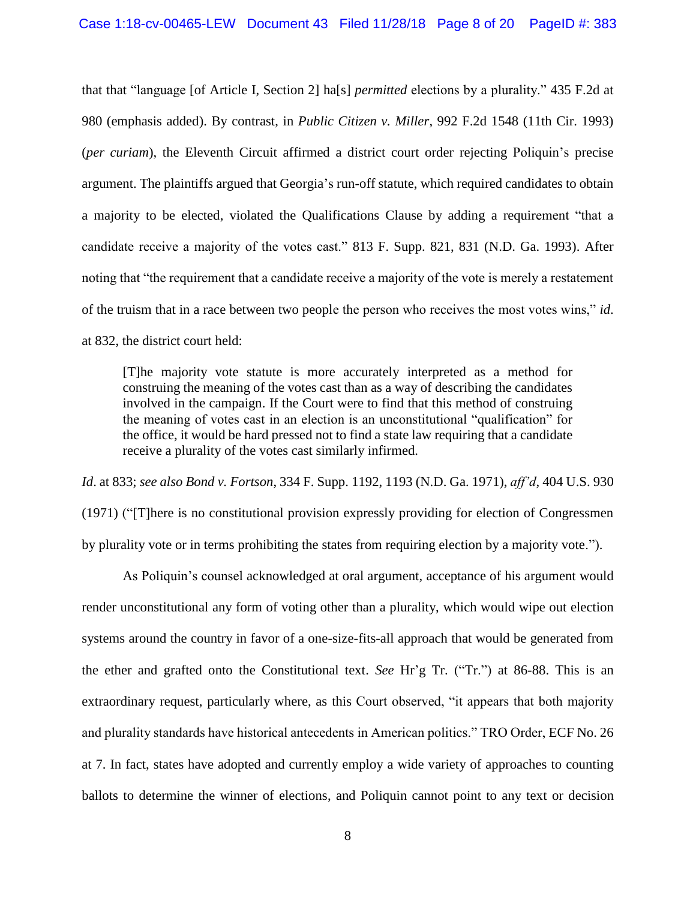that that "language [of Article I, Section 2] ha[s] *permitted* elections by a plurality." 435 F.2d at 980 (emphasis added). By contrast, in *Public Citizen v. Miller*, 992 F.2d 1548 (11th Cir. 1993) (*per curiam*), the Eleventh Circuit affirmed a district court order rejecting Poliquin's precise argument. The plaintiffs argued that Georgia's run-off statute, which required candidates to obtain a majority to be elected, violated the Qualifications Clause by adding a requirement "that a candidate receive a majority of the votes cast." 813 F. Supp. 821, 831 (N.D. Ga. 1993). After noting that "the requirement that a candidate receive a majority of the vote is merely a restatement of the truism that in a race between two people the person who receives the most votes wins," *id*. at 832, the district court held:

> [T]he majority vote statute is more accurately interpreted as a method for construing the meaning of the votes cast than as a way of describing the candidates involved in the campaign. If the Court were to find that this method of construing the meaning of votes cast in an election is an unconstitutional "qualification" for the office, it would be hard pressed not to find a state law requiring that a candidate receive a plurality of the votes cast similarly infirmed.

*Id*. at 833; *see also Bond v. Fortson*, 334 F. Supp. 1192, 1193 (N.D. Ga. 1971), *aff'd*, 404 U.S. 930 (1971) ("[T]here is no constitutional provision expressly providing for election of Congressmen by plurality vote or in terms prohibiting the states from requiring election by a majority vote.").

As Poliquin's counsel acknowledged at oral argument, acceptance of his argument would render unconstitutional any form of voting other than a plurality, which would wipe out election systems around the country in favor of a one-size-fits-all approach that would be generated from the ether and grafted onto the Constitutional text. *See* Hr'g Tr. ("Tr.") at 86-88. This is an extraordinary request, particularly where, as this Court observed, "it appears that both majority and plurality standards have historical antecedents in American politics." TRO Order, ECF No. 26 at 7. In fact, states have adopted and currently employ a wide variety of approaches to counting ballots to determine the winner of elections, and Poliquin cannot point to any text or decision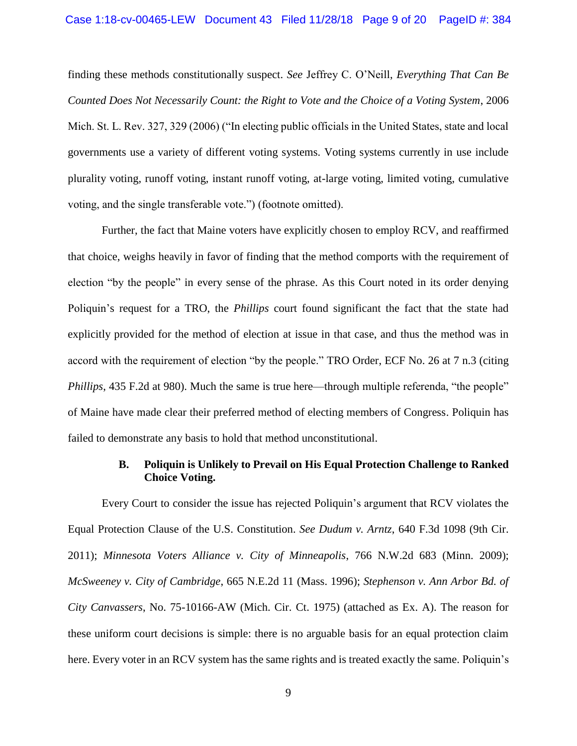finding these methods constitutionally suspect. *See* Jeffrey C. O'Neill, *Everything That Can Be Counted Does Not Necessarily Count: the Right to Vote and the Choice of a Voting System*, 2006 Mich. St. L. Rev. 327, 329 (2006) ("In electing public officials in the United States, state and local governments use a variety of different voting systems. Voting systems currently in use include plurality voting, runoff voting, instant runoff voting, at-large voting, limited voting, cumulative voting, and the single transferable vote.") (footnote omitted).

Further, the fact that Maine voters have explicitly chosen to employ RCV, and reaffirmed that choice, weighs heavily in favor of finding that the method comports with the requirement of election "by the people" in every sense of the phrase. As this Court noted in its order denying Poliquin's request for a TRO, the *Phillips* court found significant the fact that the state had explicitly provided for the method of election at issue in that case, and thus the method was in accord with the requirement of election "by the people." TRO Order, ECF No. 26 at 7 n.3 (citing *Phillips*, 435 F.2d at 980). Much the same is true here—through multiple referenda, "the people" of Maine have made clear their preferred method of electing members of Congress. Poliquin has failed to demonstrate any basis to hold that method unconstitutional.

### B. Poliquin is Unlikely to Prevail on His Equal Protection Challenge to Ranked Choice Voting.

Every Court to consider the issue has rejected Poliquin's argument that RCV violates the Equal Protection Clause of the U.S. Constitution. *See Dudum v. Arntz*, 640 F.3d 1098 (9th Cir. 2011); *Minnesota Voters Alliance v. City of Minneapolis*, 766 N.W.2d 683 (Minn. 2009); *McSweeney v. City of Cambridge*, 665 N.E.2d 11 (Mass. 1996); *Stephenson v. Ann Arbor Bd. of City Canvassers*, No. 75-10166-AW (Mich. Cir. Ct. 1975) (attached as Ex. A). The reason for these uniform court decisions is simple: there is no arguable basis for an equal protection claim here. Every voter in an RCV system has the same rights and is treated exactly the same. Poliquin's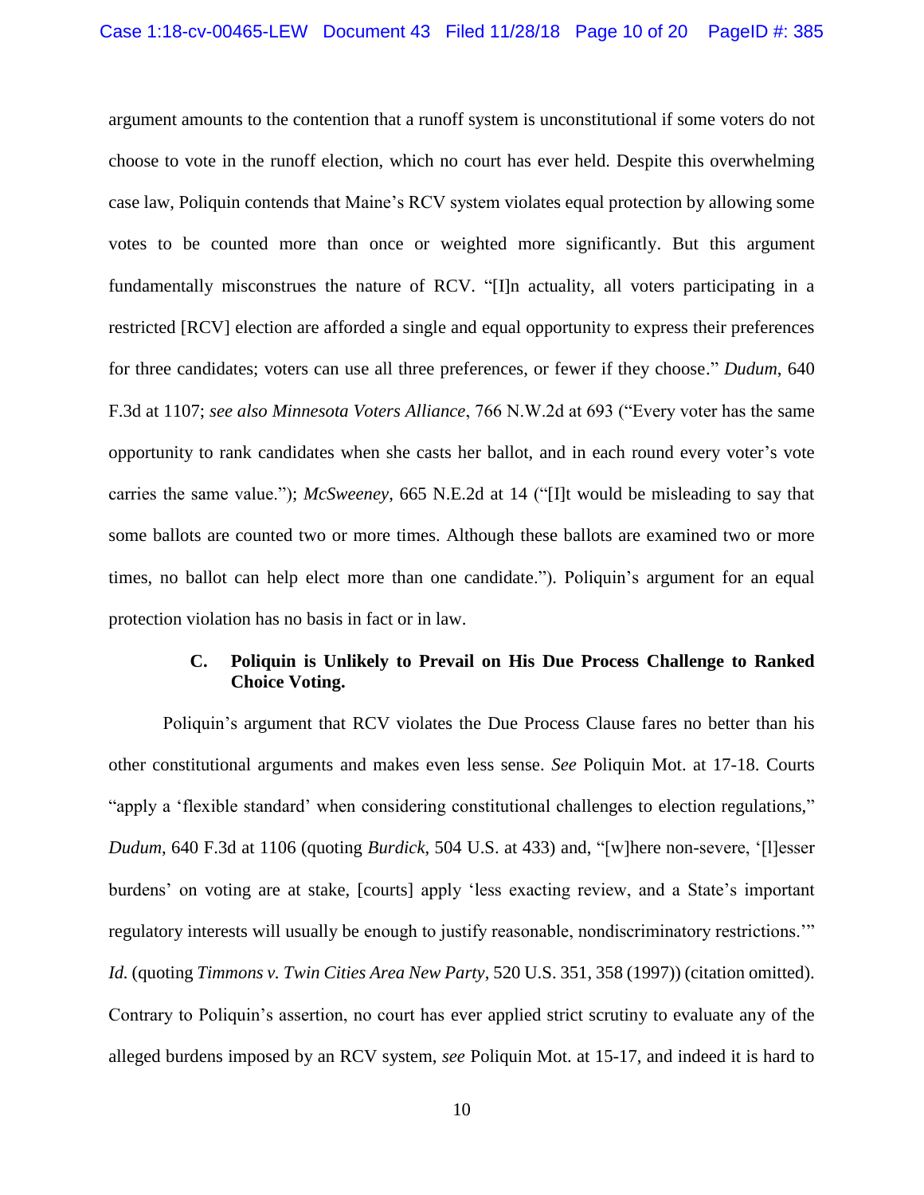argument amounts to the contention that a runoff system is unconstitutional if some voters do not choose to vote in the runoff election, which no court has ever held. Despite this overwhelming case law, Poliquin contends that Maine's RCV system violates equal protection by allowing some votes to be counted more than once or weighted more significantly. But this argument fundamentally misconstrues the nature of RCV. "[I]n actuality, all voters participating in a restricted [RCV] election are afforded a single and equal opportunity to express their preferences for three candidates; voters can use all three preferences, or fewer if they choose." *Dudum*, 640 F.3d at 1107; *see also Minnesota Voters Alliance*, 766 N.W.2d at 693 ("Every voter has the same opportunity to rank candidates when she casts her ballot, and in each round every voter's vote carries the same value."); *McSweeney*, 665 N.E.2d at 14 ("[I]t would be misleading to say that some ballots are counted two or more times. Although these ballots are examined two or more times, no ballot can help elect more than one candidate."). Poliquin's argument for an equal protection violation has no basis in fact or in law.

### C. Poliquin is Unlikely to Prevail on His Due Process Challenge to Ranked Choice Voting.

Poliquin's argument that RCV violates the Due Process Clause fares no better than his other constitutional arguments and makes even less sense. *See* Poliquin Mot. at 17-18. Courts "apply a 'flexible standard' when considering constitutional challenges to election regulations," *Dudum*, 640 F.3d at 1106 (quoting *Burdick*, 504 U.S. at 433) and, "[w]here non-severe, '[l]esser burdens' on voting are at stake, [courts] apply 'less exacting review, and a State's important regulatory interests will usually be enough to justify reasonable, nondiscriminatory restrictions.'" *Id.* (quoting *Timmons v. Twin Cities Area New Party*, 520 U.S. 351, 358 (1997)) (citation omitted). Contrary to Poliquin's assertion, no court has ever applied strict scrutiny to evaluate any of the alleged burdens imposed by an RCV system, *see* Poliquin Mot. at 15-17, and indeed it is hard to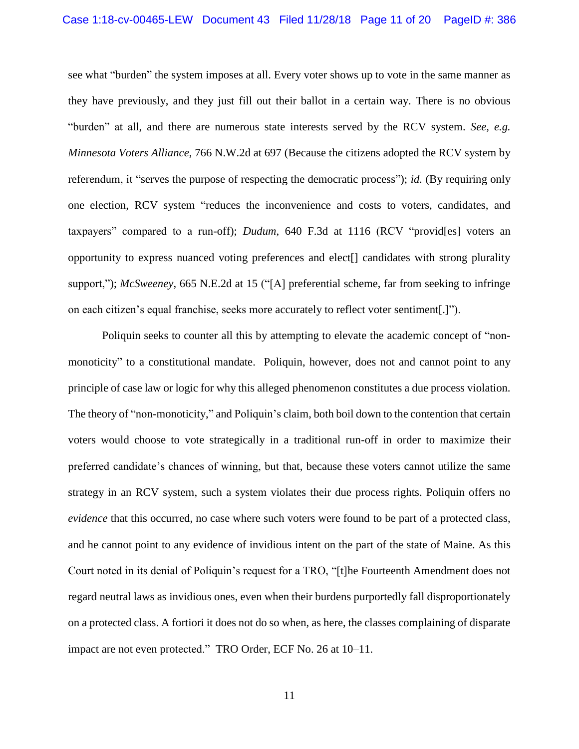see what "burden" the system imposes at all. Every voter shows up to vote in the same manner as they have previously, and they just fill out their ballot in a certain way. There is no obvious "burden" at all, and there are numerous state interests served by the RCV system. *See, e.g. Minnesota Voters Alliance*, 766 N.W.2d at 697 (Because the citizens adopted the RCV system by referendum, it "serves the purpose of respecting the democratic process"); *id.* (By requiring only one election, RCV system "reduces the inconvenience and costs to voters, candidates, and taxpayers" compared to a run-off); *Dudum*, 640 F.3d at 1116 (RCV "provid[es] voters an opportunity to express nuanced voting preferences and elect[] candidates with strong plurality support,"); *McSweeney*, 665 N.E.2d at 15 ("[A] preferential scheme, far from seeking to infringe on each citizen's equal franchise, seeks more accurately to reflect voter sentiment[.]").

Poliquin seeks to counter all this by attempting to elevate the academic concept of "non-monoticity" to a constitutional mandate. Poliquin, however, does not and cannot point to any principle of case law or logic for why this alleged phenomenon constitutes a due process violation. The theory of "non-monoticity," and Poliquin's claim, both boil down to the contention that certain voters would choose to vote strategically in a traditional run-off in order to maximize their preferred candidate's chances of winning, but that, because these voters cannot utilize the same strategy in an RCV system, such a system violates their due process rights. Poliquin offers no *evidence* that this occurred, no case where such voters were found to be part of a protected class, and he cannot point to any evidence of invidious intent on the part of the state of Maine. As this Court noted in its denial of Poliquin's request for a TRO, "[t]he Fourteenth Amendment does not regard neutral laws as invidious ones, even when their burdens purportedly fall disproportionately on a protected class. A fortiori it does not do so when, as here, the classes complaining of disparate impact are not even protected." TRO Order, ECF No. 26 at 10–11.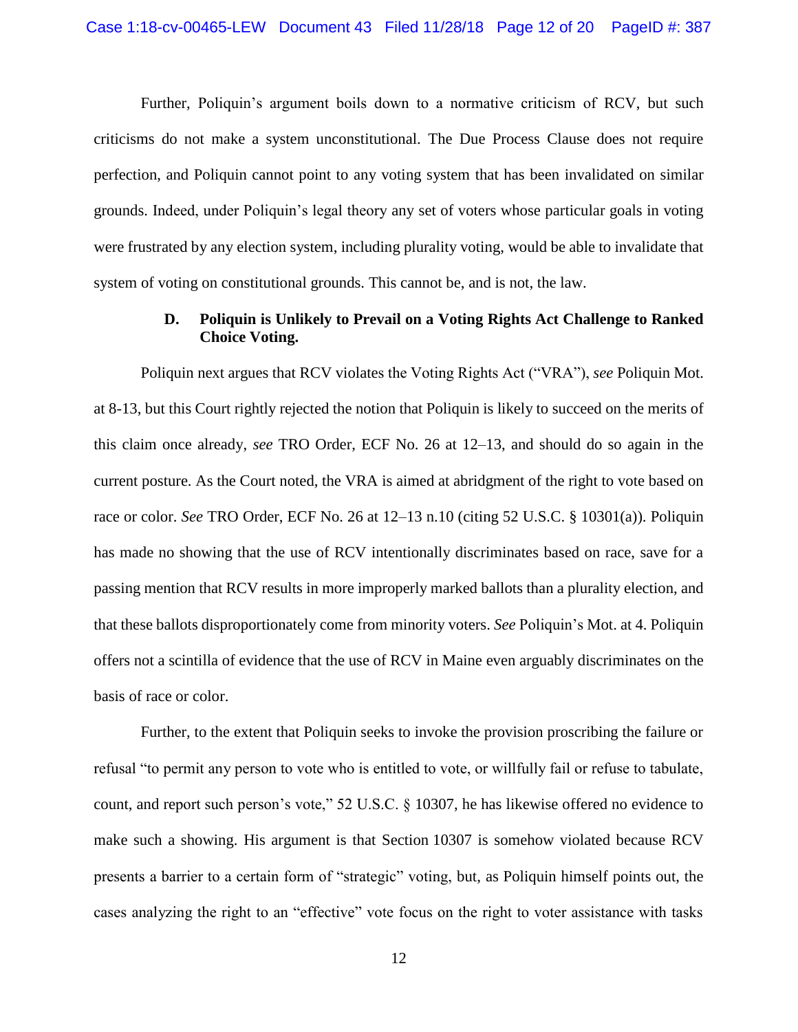Further, Poliquin's argument boils down to a normative criticism of RCV, but such criticisms do not make a system unconstitutional. The Due Process Clause does not require perfection, and Poliquin cannot point to any voting system that has been invalidated on similar grounds. Indeed, under Poliquin's legal theory any set of voters whose particular goals in voting were frustrated by any election system, including plurality voting, would be able to invalidate that system of voting on constitutional grounds. This cannot be, and is not, the law.

### D. Poliquin is Unlikely to Prevail on a Voting Rights Act Challenge to Ranked Choice Voting.

Poliquin next argues that RCV violates the Voting Rights Act ("VRA"), *see* Poliquin Mot. at 8-13, but this Court rightly rejected the notion that Poliquin is likely to succeed on the merits of this claim once already, *see* TRO Order, ECF No. 26 at 12–13, and should do so again in the current posture. As the Court noted, the VRA is aimed at abridgment of the right to vote based on race or color. *See* TRO Order, ECF No. 26 at 12–13 n.10 (citing 52 U.S.C. § 10301(a)). Poliquin has made no showing that the use of RCV intentionally discriminates based on race, save for a passing mention that RCV results in more improperly marked ballots than a plurality election, and that these ballots disproportionately come from minority voters. *See* Poliquin's Mot. at 4. Poliquin offers not a scintilla of evidence that the use of RCV in Maine even arguably discriminates on the basis of race or color.

Further, to the extent that Poliquin seeks to invoke the provision proscribing the failure or refusal "to permit any person to vote who is entitled to vote, or willfully fail or refuse to tabulate, count, and report such person's vote," 52 U.S.C. § 10307, he has likewise offered no evidence to make such a showing. His argument is that Section 10307 is somehow violated because RCV presents a barrier to a certain form of "strategic" voting, but, as Poliquin himself points out, the cases analyzing the right to an "effective" vote focus on the right to voter assistance with tasks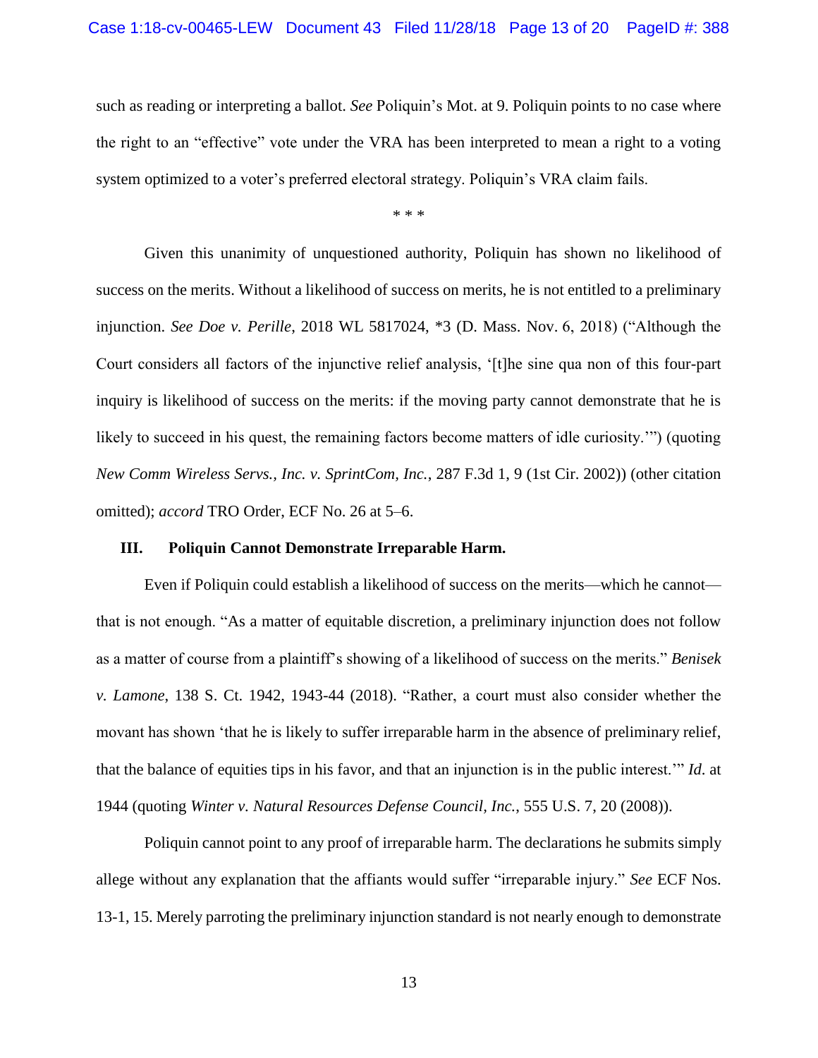such as reading or interpreting a ballot. *See* Poliquin's Mot. at 9. Poliquin points to no case where the right to an "effective" vote under the VRA has been interpreted to mean a right to a voting system optimized to a voter's preferred electoral strategy. Poliquin's VRA claim fails.

\* \* \*

Given this unanimity of unquestioned authority, Poliquin has shown no likelihood of success on the merits. Without a likelihood of success on merits, he is not entitled to a preliminary injunction. *See Doe v. Perille*, 2018 WL 5817024, \*3 (D. Mass. Nov. 6, 2018) ("Although the Court considers all factors of the injunctive relief analysis, '[t]he sine qua non of this four-part inquiry is likelihood of success on the merits: if the moving party cannot demonstrate that he is likely to succeed in his quest, the remaining factors become matters of idle curiosity.'") (quoting *New Comm Wireless Servs., Inc. v. SprintCom, Inc.*, 287 F.3d 1, 9 (1st Cir. 2002)) (other citation omitted); *accord* TRO Order, ECF No. 26 at 5–6.

### III. Poliquin Cannot Demonstrate Irreparable Harm.

Even if Poliquin could establish a likelihood of success on the merits—which he cannot—that is not enough. "As a matter of equitable discretion, a preliminary injunction does not follow as a matter of course from a plaintiff's showing of a likelihood of success on the merits." *Benisek v. Lamone*, 138 S. Ct. 1942, 1943-44 (2018). "Rather, a court must also consider whether the movant has shown 'that he is likely to suffer irreparable harm in the absence of preliminary relief, that the balance of equities tips in his favor, and that an injunction is in the public interest.'" *Id.* at 1944 (quoting *Winter v. Natural Resources Defense Council, Inc.*, 555 U.S. 7, 20 (2008)).

Poliquin cannot point to any proof of irreparable harm. The declarations he submits simply allege without any explanation that the affiants would suffer "irreparable injury." *See* ECF Nos. 13-1, 15. Merely parroting the preliminary injunction standard is not nearly enough to demonstrate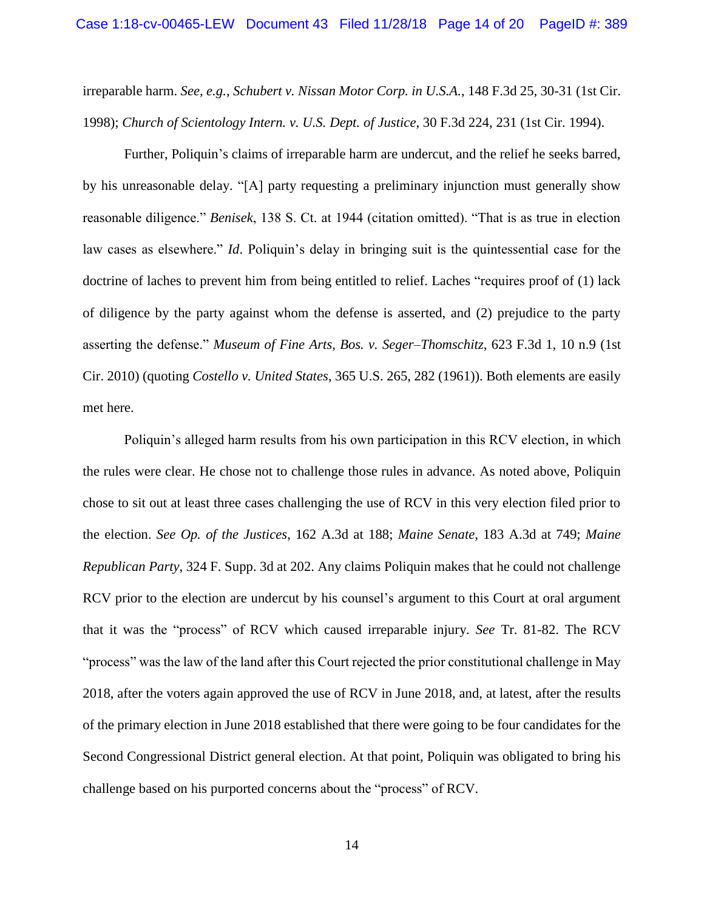irreparable harm. *See, e.g.*, *Schubert v. Nissan Motor Corp. in U.S.A.*, 148 F.3d 25, 30-31 (1st Cir. 1998); *Church of Scientology Intern. v. U.S. Dept. of Justice*, 30 F.3d 224, 231 (1st Cir. 1994).

Further, Poliquin's claims of irreparable harm are undercut, and the relief he seeks barred, by his unreasonable delay. "[A] party requesting a preliminary injunction must generally show reasonable diligence." *Benisek*, 138 S. Ct. at 1944 (citation omitted). "That is as true in election law cases as elsewhere." *Id*. Poliquin's delay in bringing suit is the quintessential case for the doctrine of laches to prevent him from being entitled to relief. Laches "requires proof of (1) lack of diligence by the party against whom the defense is asserted, and (2) prejudice to the party asserting the defense." *Museum of Fine Arts, Bos. v. Seger–Thomschitz*, 623 F.3d 1, 10 n.9 (1st Cir. 2010) (quoting *Costello v. United States*, 365 U.S. 265, 282 (1961)). Both elements are easily met here.

Poliquin's alleged harm results from his own participation in this RCV election, in which the rules were clear. He chose not to challenge those rules in advance. As noted above, Poliquin chose to sit out at least three cases challenging the use of RCV in this very election filed prior to the election. *See Op. of the Justices*, 162 A.3d at 188; *Maine Senate*, 183 A.3d at 749; *Maine Republican Party*, 324 F. Supp. 3d at 202. Any claims Poliquin makes that he could not challenge RCV prior to the election are undercut by his counsel's argument to this Court at oral argument that it was the "process" of RCV which caused irreparable injury. *See* Tr. 81-82. The RCV "process" was the law of the land after this Court rejected the prior constitutional challenge in May 2018, after the voters again approved the use of RCV in June 2018, and, at latest, after the results of the primary election in June 2018 established that there were going to be four candidates for the Second Congressional District general election. At that point, Poliquin was obligated to bring his challenge based on his purported concerns about the "process" of RCV.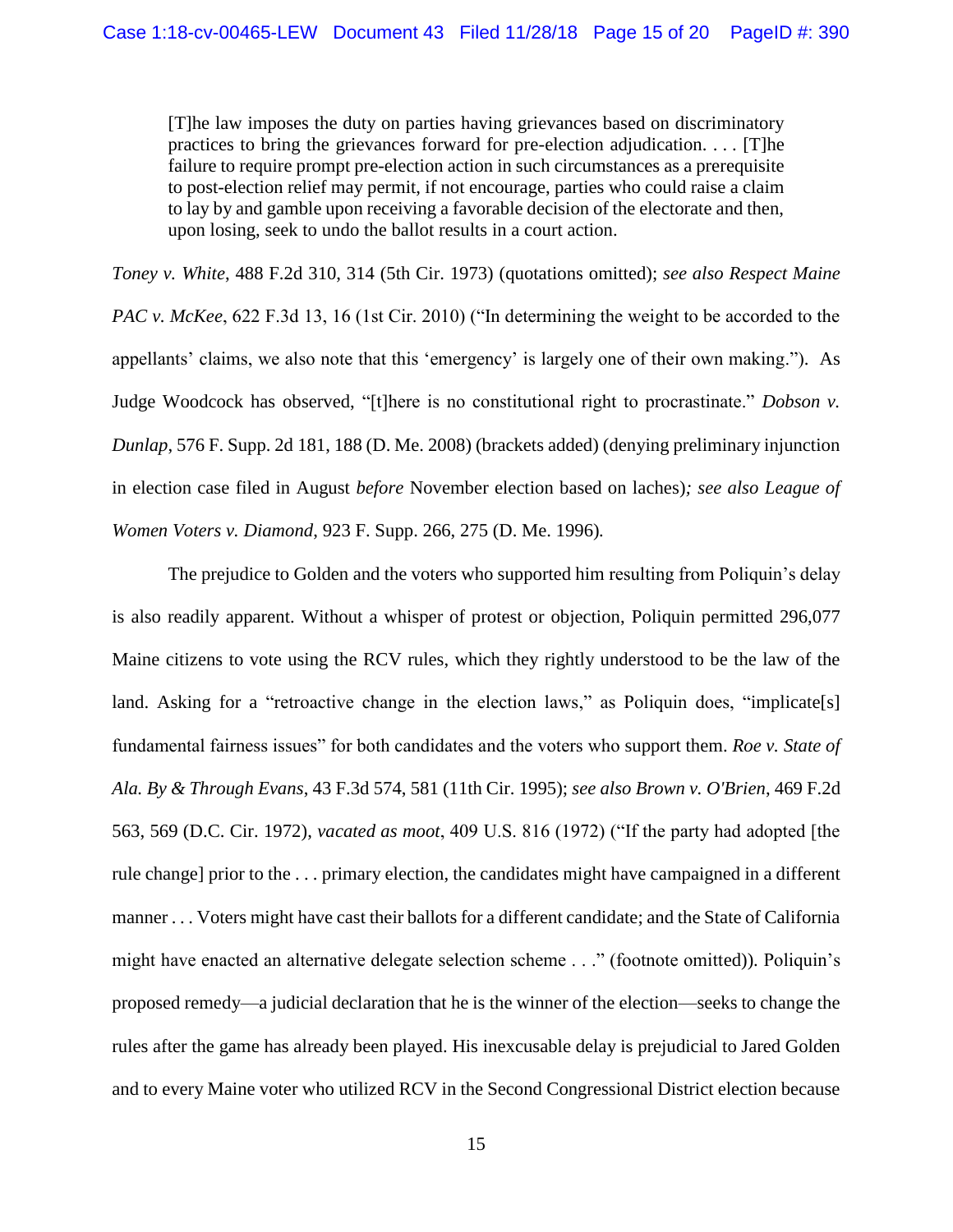> [T]he law imposes the duty on parties having grievances based on discriminatory practices to bring the grievances forward for pre-election adjudication. . . . [T]he failure to require prompt pre-election action in such circumstances as a prerequisite to post-election relief may permit, if not encourage, parties who could raise a claim to lay by and gamble upon receiving a favorable decision of the electorate and then, upon losing, seek to undo the ballot results in a court action.

*Toney v. White*, 488 F.2d 310, 314 (5th Cir. 1973) (quotations omitted); *see also Respect Maine PAC v. McKee*, 622 F.3d 13, 16 (1st Cir. 2010) ("In determining the weight to be accorded to the appellants' claims, we also note that this 'emergency' is largely one of their own making."). As Judge Woodcock has observed, "[t]here is no constitutional right to procrastinate." *Dobson v. Dunlap*, 576 F. Supp. 2d 181, 188 (D. Me. 2008) (brackets added) (denying preliminary injunction in election case filed in August *before* November election based on laches)*; see also League of Women Voters v. Diamond*, 923 F. Supp. 266, 275 (D. Me. 1996).

The prejudice to Golden and the voters who supported him resulting from Poliquin's delay is also readily apparent. Without a whisper of protest or objection, Poliquin permitted 296,077 Maine citizens to vote using the RCV rules, which they rightly understood to be the law of the land. Asking for a "retroactive change in the election laws," as Poliquin does, "implicate[s] fundamental fairness issues" for both candidates and the voters who support them. *Roe v. State of Ala. By & Through Evans*, 43 F.3d 574, 581 (11th Cir. 1995); *see also Brown v. O'Brien*, 469 F.2d 563, 569 (D.C. Cir. 1972), *vacated as moot*, 409 U.S. 816 (1972) ("If the party had adopted [the rule change] prior to the . . . primary election, the candidates might have campaigned in a different manner . . . Voters might have cast their ballots for a different candidate; and the State of California might have enacted an alternative delegate selection scheme . . ." (footnote omitted)). Poliquin's proposed remedy—a judicial declaration that he is the winner of the election—seeks to change the rules after the game has already been played. His inexcusable delay is prejudicial to Jared Golden and to every Maine voter who utilized RCV in the Second Congressional District election because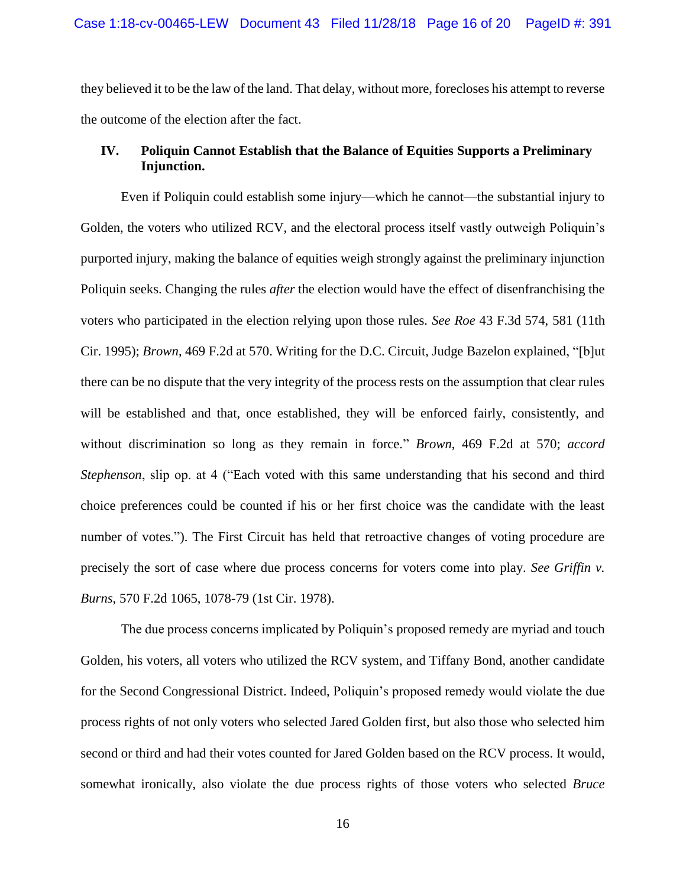they believed it to be the law of the land. That delay, without more, forecloses his attempt to reverse the outcome of the election after the fact.

### IV. Poliquin Cannot Establish that the Balance of Equities Supports a Preliminary Injunction.

Even if Poliquin could establish some injury—which he cannot—the substantial injury to Golden, the voters who utilized RCV, and the electoral process itself vastly outweigh Poliquin's purported injury, making the balance of equities weigh strongly against the preliminary injunction Poliquin seeks. Changing the rules *after* the election would have the effect of disenfranchising the voters who participated in the election relying upon those rules. *See Roe* 43 F.3d 574, 581 (11th Cir. 1995); *Brown*, 469 F.2d at 570. Writing for the D.C. Circuit, Judge Bazelon explained, "[b]ut there can be no dispute that the very integrity of the process rests on the assumption that clear rules will be established and that, once established, they will be enforced fairly, consistently, and without discrimination so long as they remain in force." *Brown*, 469 F.2d at 570; *accord Stephenson*, slip op. at 4 ("Each voted with this same understanding that his second and third choice preferences could be counted if his or her first choice was the candidate with the least number of votes."). The First Circuit has held that retroactive changes of voting procedure are precisely the sort of case where due process concerns for voters come into play. *See Griffin v. Burns*, 570 F.2d 1065, 1078-79 (1st Cir. 1978).

The due process concerns implicated by Poliquin's proposed remedy are myriad and touch Golden, his voters, all voters who utilized the RCV system, and Tiffany Bond, another candidate for the Second Congressional District. Indeed, Poliquin's proposed remedy would violate the due process rights of not only voters who selected Jared Golden first, but also those who selected him second or third and had their votes counted for Jared Golden based on the RCV process. It would, somewhat ironically, also violate the due process rights of those voters who selected *Bruce*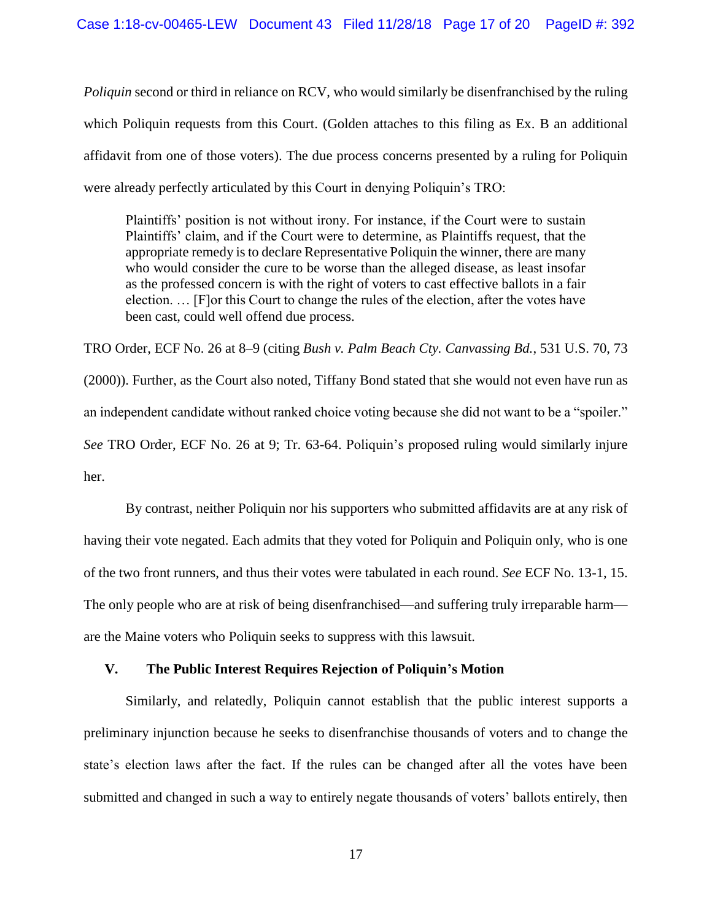*Poliquin* second or third in reliance on RCV, who would similarly be disenfranchised by the ruling which Poliquin requests from this Court. (Golden attaches to this filing as Ex. B an additional affidavit from one of those voters). The due process concerns presented by a ruling for Poliquin were already perfectly articulated by this Court in denying Poliquin's TRO:

> Plaintiffs' position is not without irony. For instance, if the Court were to sustain Plaintiffs' claim, and if the Court were to determine, as Plaintiffs request, that the appropriate remedy is to declare Representative Poliquin the winner, there are many who would consider the cure to be worse than the alleged disease, as least insofar as the professed concern is with the right of voters to cast effective ballots in a fair election. … [F]or this Court to change the rules of the election, after the votes have been cast, could well offend due process.

TRO Order, ECF No. 26 at 8–9 (citing *Bush v. Palm Beach Cty. Canvassing Bd.*, 531 U.S. 70, 73 (2000)). Further, as the Court also noted, Tiffany Bond stated that she would not even have run as an independent candidate without ranked choice voting because she did not want to be a "spoiler." *See* TRO Order, ECF No. 26 at 9; Tr. 63-64. Poliquin's proposed ruling would similarly injure her.

By contrast, neither Poliquin nor his supporters who submitted affidavits are at any risk of having their vote negated. Each admits that they voted for Poliquin and Poliquin only, who is one of the two front runners, and thus their votes were tabulated in each round. *See* ECF No. 13-1, 15. The only people who are at risk of being disenfranchised—and suffering truly irreparable harm—are the Maine voters who Poliquin seeks to suppress with this lawsuit.

## V. The Public Interest Requires Rejection of Poliquin's Motion

Similarly, and relatedly, Poliquin cannot establish that the public interest supports a preliminary injunction because he seeks to disenfranchise thousands of voters and to change the state's election laws after the fact. If the rules can be changed after all the votes have been submitted and changed in such a way to entirely negate thousands of voters' ballots entirely, then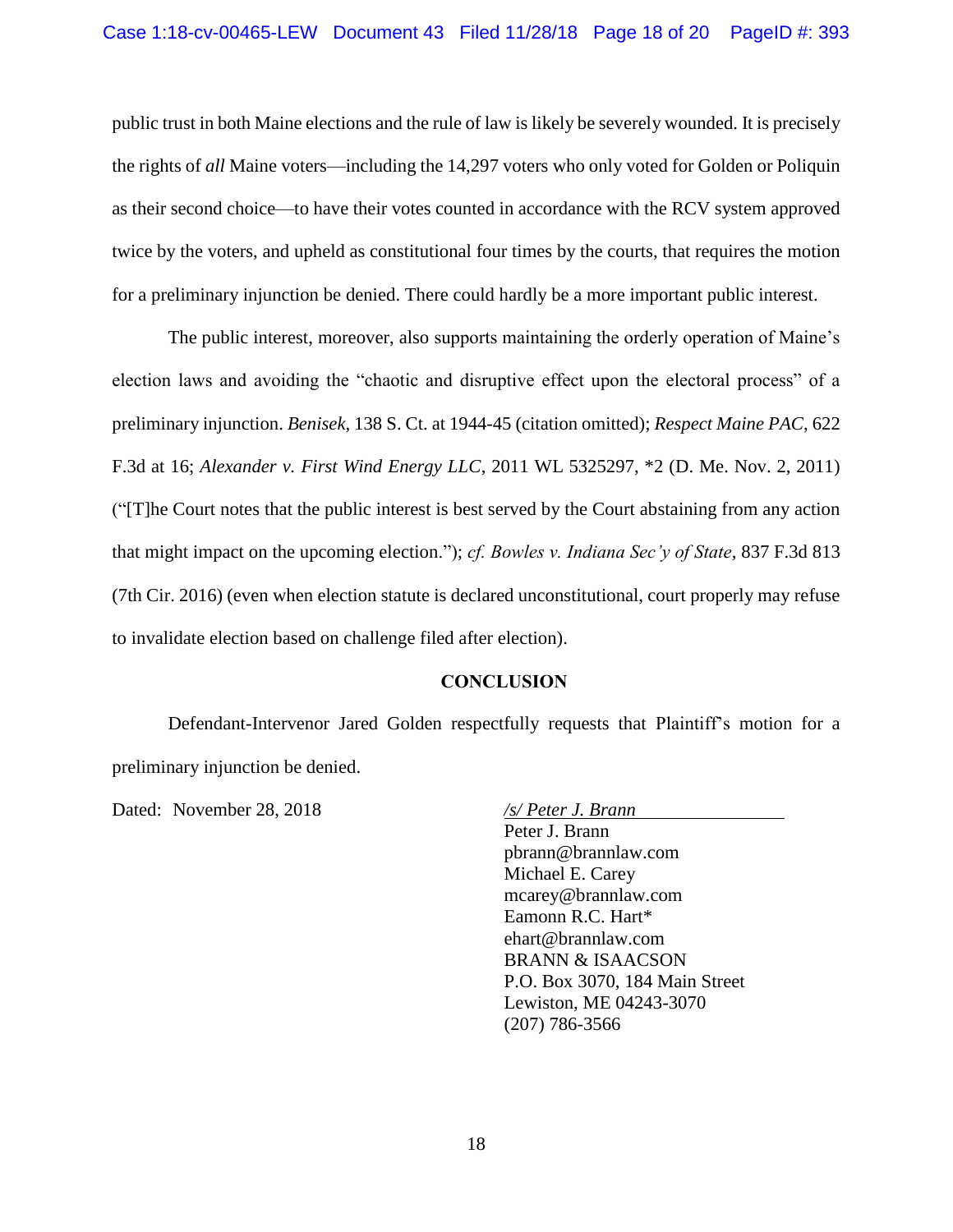public trust in both Maine elections and the rule of law is likely be severely wounded. It is precisely the rights of *all* Maine voters—including the 14,297 voters who only voted for Golden or Poliquin as their second choice—to have their votes counted in accordance with the RCV system approved twice by the voters, and upheld as constitutional four times by the courts, that requires the motion for a preliminary injunction be denied. There could hardly be a more important public interest.

The public interest, moreover, also supports maintaining the orderly operation of Maine's election laws and avoiding the "chaotic and disruptive effect upon the electoral process" of a preliminary injunction. *Benisek*, 138 S. Ct. at 1944-45 (citation omitted); *Respect Maine PAC*, 622 F.3d at 16; *Alexander v. First Wind Energy LLC*, 2011 WL 5325297, *2 (D. Me. Nov. 2, 2011) ("[T]he Court notes that the public interest is best served by the Court abstaining from any action that might impact on the upcoming election."); *cf. Bowles v. Indiana Sec'y of State*, 837 F.3d 813 (7th Cir. 2016) (even when election statute is declared unconstitutional, court properly may refuse to invalidate election based on challenge filed after election).

**CONCLUSION**

Defendant-Intervenor Jared Golden respectfully requests that Plaintiff's motion for a preliminary injunction be denied.

Dated: November 28, 2018

*/s/ Peter J. Brann*
Peter J. Brann
pbrann@brannlaw.com
Michael E. Carey
mcarey@brannlaw.com
Eamonn R.C. Hart*
ehart@brannlaw.com
BRANN & ISAACSON
P.O. Box 3070, 184 Main Street
Lewiston, ME 04243-3070
(207) 786-3566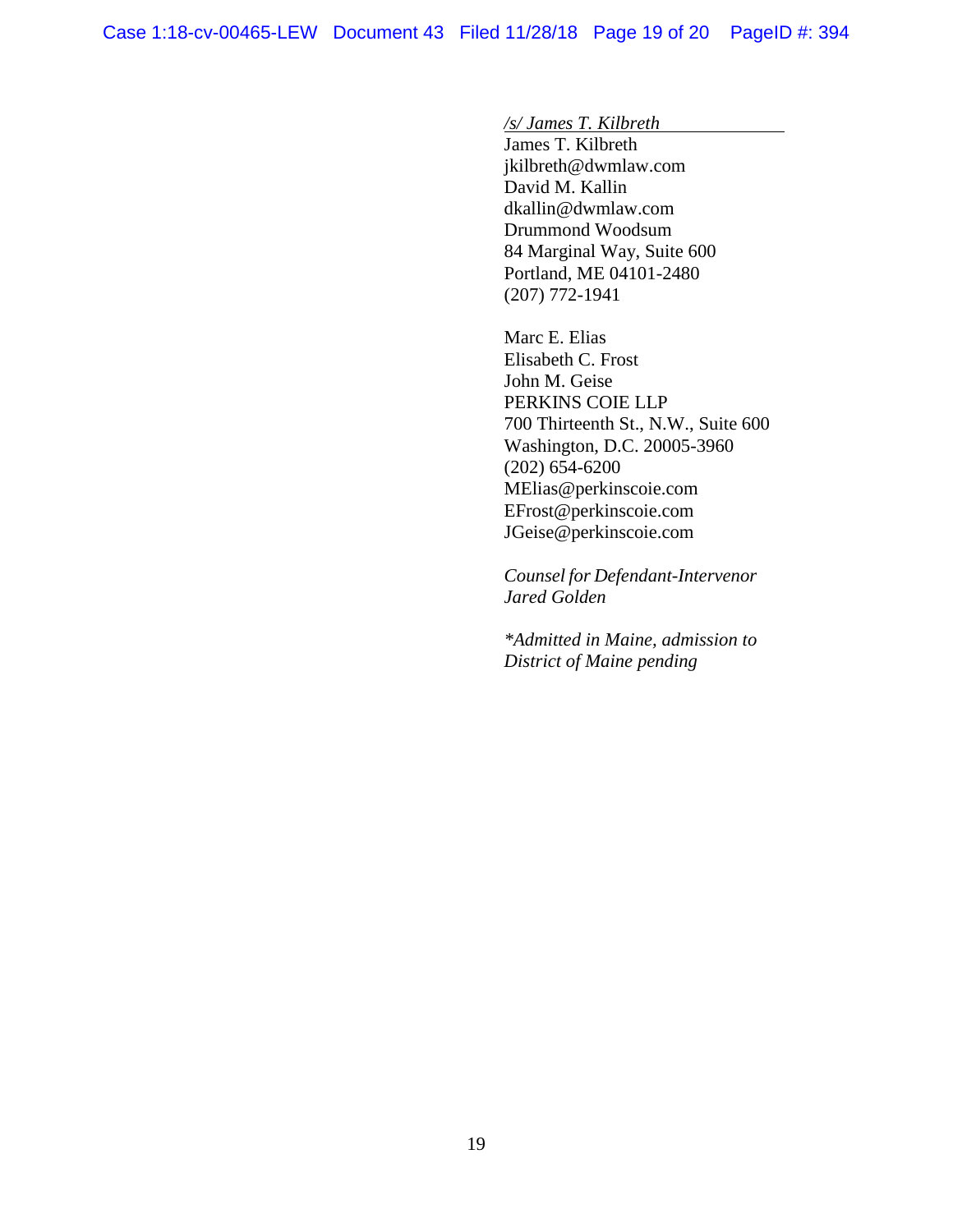*/s/ James T. Kilbreth*
James T. Kilbreth
jkilbreth@dwmlaw.com
David M. Kallin
dkallin@dwmlaw.com
Drummond Woodsum
84 Marginal Way, Suite 600
Portland, ME 04101-2480
(207) 772-1941

Marc E. Elias
Elisabeth C. Frost
John M. Geise
PERKINS COIE LLP
700 Thirteenth St., N.W., Suite 600
Washington, D.C. 20005-3960
(202) 654-6200
MElias@perkinscoie.com
EFrost@perkinscoie.com
JGeise@perkinscoie.com

*Counsel for Defendant-Intervenor Jared Golden*

*\*Admitted in Maine, admission to District of Maine pending*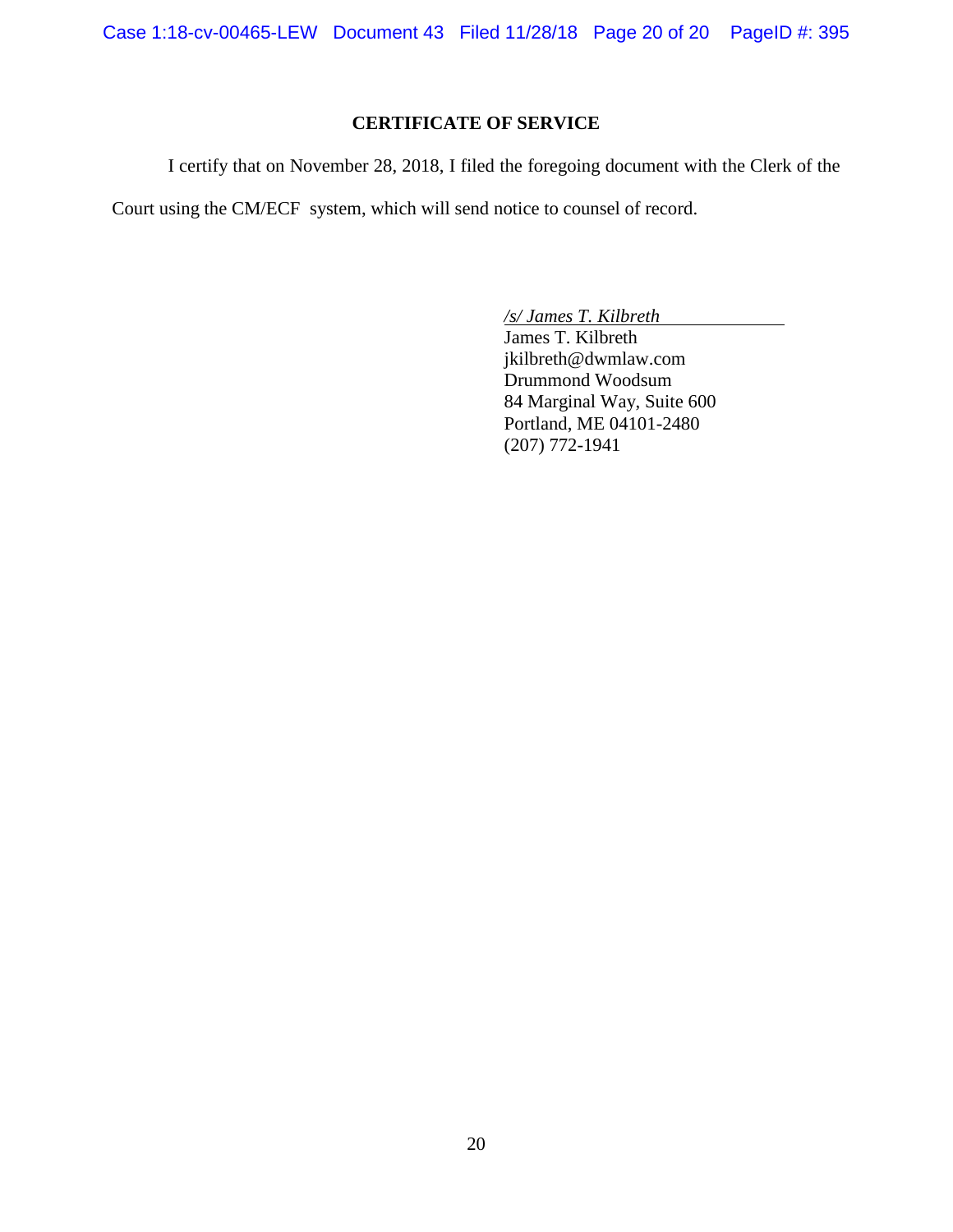## CERTIFICATE OF SERVICE

I certify that on November 28, 2018, I filed the foregoing document with the Clerk of the Court using the CM/ECF system, which will send notice to counsel of record.

*/s/ James T. Kilbreth*
James T. Kilbreth
jkilbreth@dwmlaw.com
Drummond Woodsum
84 Marginal Way, Suite 600
Portland, ME 04101-2480
(207) 772-1941